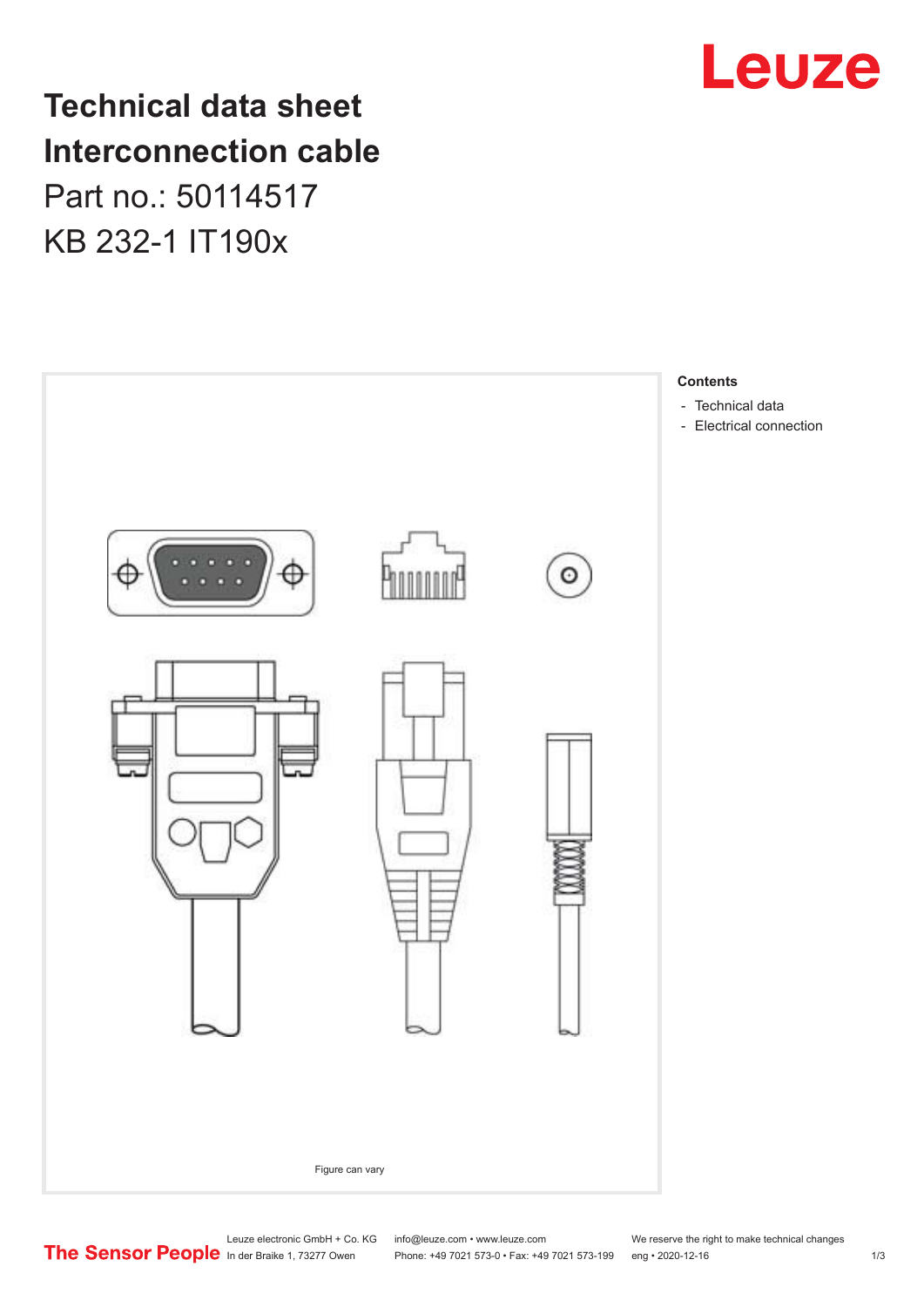# Technical data sheet
# Interconnection cable

Part no.: 50114517

KB 232-1 IT190x

Figure can vary

**Contents**

- Technical data
- Electrical connection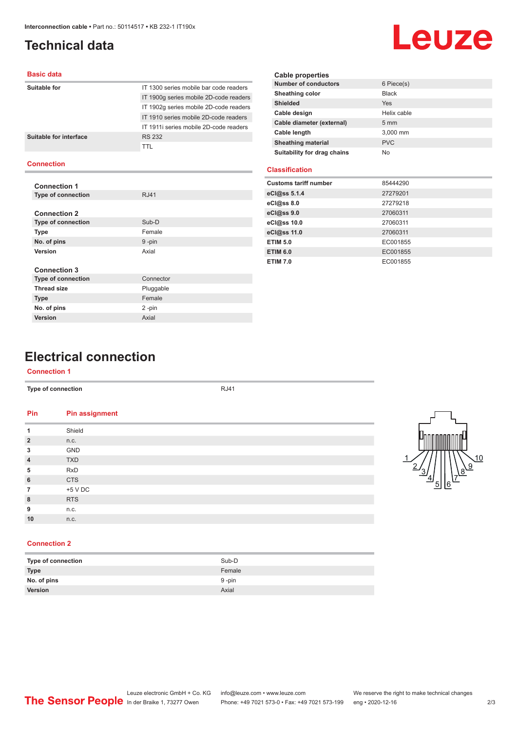# Technical data

## Basic data

| | |
|---|---|
| **Suitable for** | IT 1300 series mobile bar code readers |
| | IT 1900g series mobile 2D-code readers |
| | IT 1902g series mobile 2D-code readers |
| | IT 1910 series mobile 2D-code readers |
| | IT 1911i series mobile 2D-code readers |
| **Suitable for interface** | RS 232 |
| | TTL |

## Connection

### Connection 1

| | |
|---|---|
| **Type of connection** | RJ41 |

### Connection 2

| | |
|---|---|
| **Type of connection** | Sub-D |
| **Type** | Female |
| **No. of pins** | 9 -pin |
| **Version** | Axial |

### Connection 3

| | |
|---|---|
| **Type of connection** | Connector |
| **Thread size** | Pluggable |
| **Type** | Female |
| **No. of pins** | 2 -pin |
| **Version** | Axial |

## Cable properties

| | |
|---|---|
| **Number of conductors** | 6 Piece(s) |
| **Sheathing color** | Black |
| **Shielded** | Yes |
| **Cable design** | Helix cable |
| **Cable diameter (external)** | 5 mm |
| **Cable length** | 3,000 mm |
| **Sheathing material** | PVC |
| **Suitability for drag chains** | No |

## Classification

| | |
|---|---|
| **Customs tariff number** | 85444290 |
| **eCl@ss 5.1.4** | 27279201 |
| **eCl@ss 8.0** | 27279218 |
| **eCl@ss 9.0** | 27060311 |
| **eCl@ss 10.0** | 27060311 |
| **eCl@ss 11.0** | 27060311 |
| **ETIM 5.0** | EC001855 |
| **ETIM 6.0** | EC001855 |
| **ETIM 7.0** | EC001855 |

# Electrical connection

## Connection 1

| | |
|---|---|
| **Type of connection** | RJ41 |

| Pin | Pin assignment |
|---|---|
| **1** | Shield |
| **2** | n.c. |
| **3** | GND |
| **4** | TXD |
| **5** | RxD |
| **6** | CTS |
| **7** | +5 V DC |
| **8** | RTS |
| **9** | n.c. |
| **10** | n.c. |

## Connection 2

| | |
|---|---|
| **Type of connection** | Sub-D |
| **Type** | Female |
| **No. of pins** | 9 -pin |
| **Version** | Axial |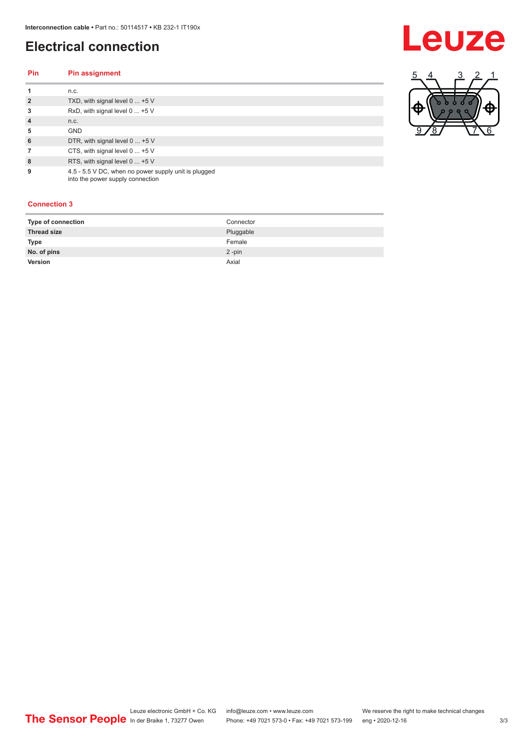# Electrical connection

| Pin | Pin assignment |
|---|---|
| 1 | n.c. |
| 2 | TXD, with signal level 0 ... +5 V |
| 3 | RxD, with signal level 0 ... +5 V |
| 4 | n.c. |
| 5 | GND |
| 6 | DTR, with signal level 0 ... +5 V |
| 7 | CTS, with signal level 0 ... +5 V |
| 8 | RTS, with signal level 0 ... +5 V |
| 9 | 4.5 - 5.5 V DC, when no power supply unit is plugged into the power supply connection |

5 4 3 2 1

9 8 7 6

## Connection 3

| | |
|---|---|
| **Type of connection** | Connector |
| **Thread size** | Pluggable |
| **Type** | Female |
| **No. of pins** | 2 -pin |
| **Version** | Axial |